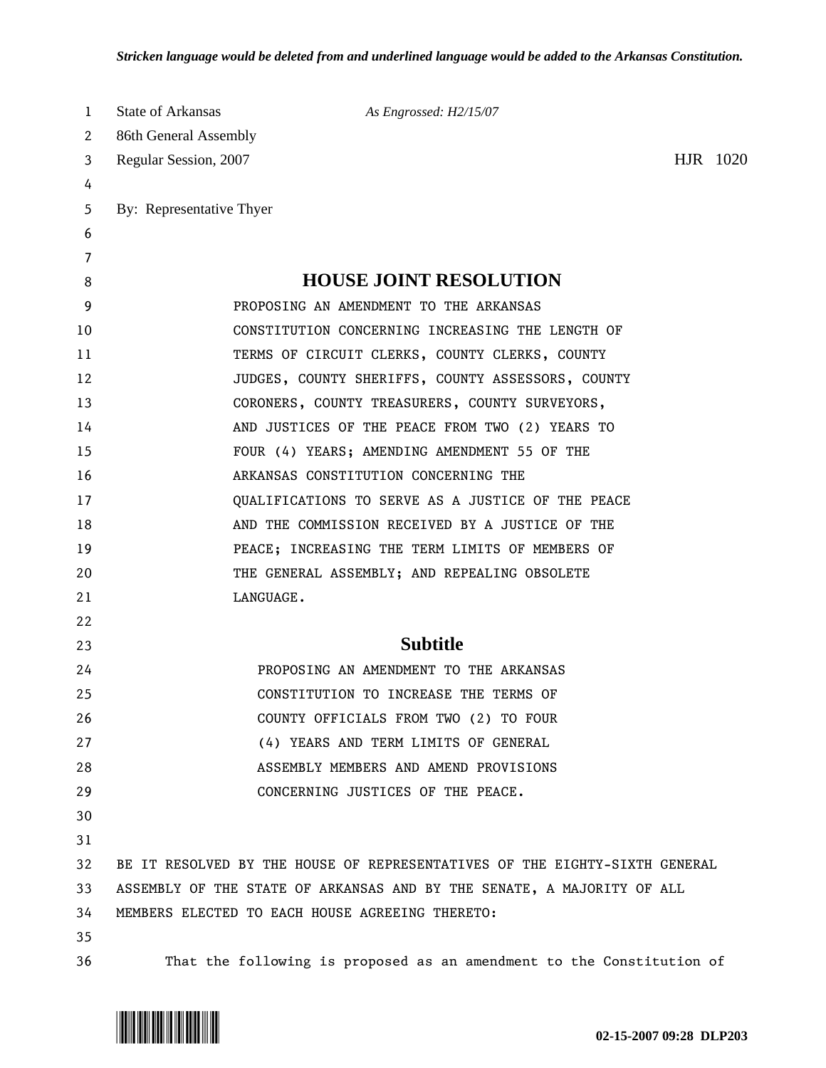*Stricken language would be deleted from and underlined language would be added to the Arkansas Constitution.*

State of Arkansas *As Engrossed: H2/15/07*
86th General Assembly
Regular Session, 2007 HJR 1020

By: Representative Thyer

# HOUSE JOINT RESOLUTION

PROPOSING AN AMENDMENT TO THE ARKANSAS CONSTITUTION CONCERNING INCREASING THE LENGTH OF TERMS OF CIRCUIT CLERKS, COUNTY CLERKS, COUNTY JUDGES, COUNTY SHERIFFS, COUNTY ASSESSORS, COUNTY CORONERS, COUNTY TREASURERS, COUNTY SURVEYORS, AND JUSTICES OF THE PEACE FROM TWO (2) YEARS TO FOUR (4) YEARS; AMENDING AMENDMENT 55 OF THE ARKANSAS CONSTITUTION CONCERNING THE QUALIFICATIONS TO SERVE AS A JUSTICE OF THE PEACE AND THE COMMISSION RECEIVED BY A JUSTICE OF THE PEACE; INCREASING THE TERM LIMITS OF MEMBERS OF THE GENERAL ASSEMBLY; AND REPEALING OBSOLETE LANGUAGE.

## Subtitle

PROPOSING AN AMENDMENT TO THE ARKANSAS CONSTITUTION TO INCREASE THE TERMS OF COUNTY OFFICIALS FROM TWO (2) TO FOUR (4) YEARS AND TERM LIMITS OF GENERAL ASSEMBLY MEMBERS AND AMEND PROVISIONS CONCERNING JUSTICES OF THE PEACE.

BE IT RESOLVED BY THE HOUSE OF REPRESENTATIVES OF THE EIGHTY-SIXTH GENERAL ASSEMBLY OF THE STATE OF ARKANSAS AND BY THE SENATE, A MAJORITY OF ALL MEMBERS ELECTED TO EACH HOUSE AGREEING THERETO:

That the following is proposed as an amendment to the Constitution of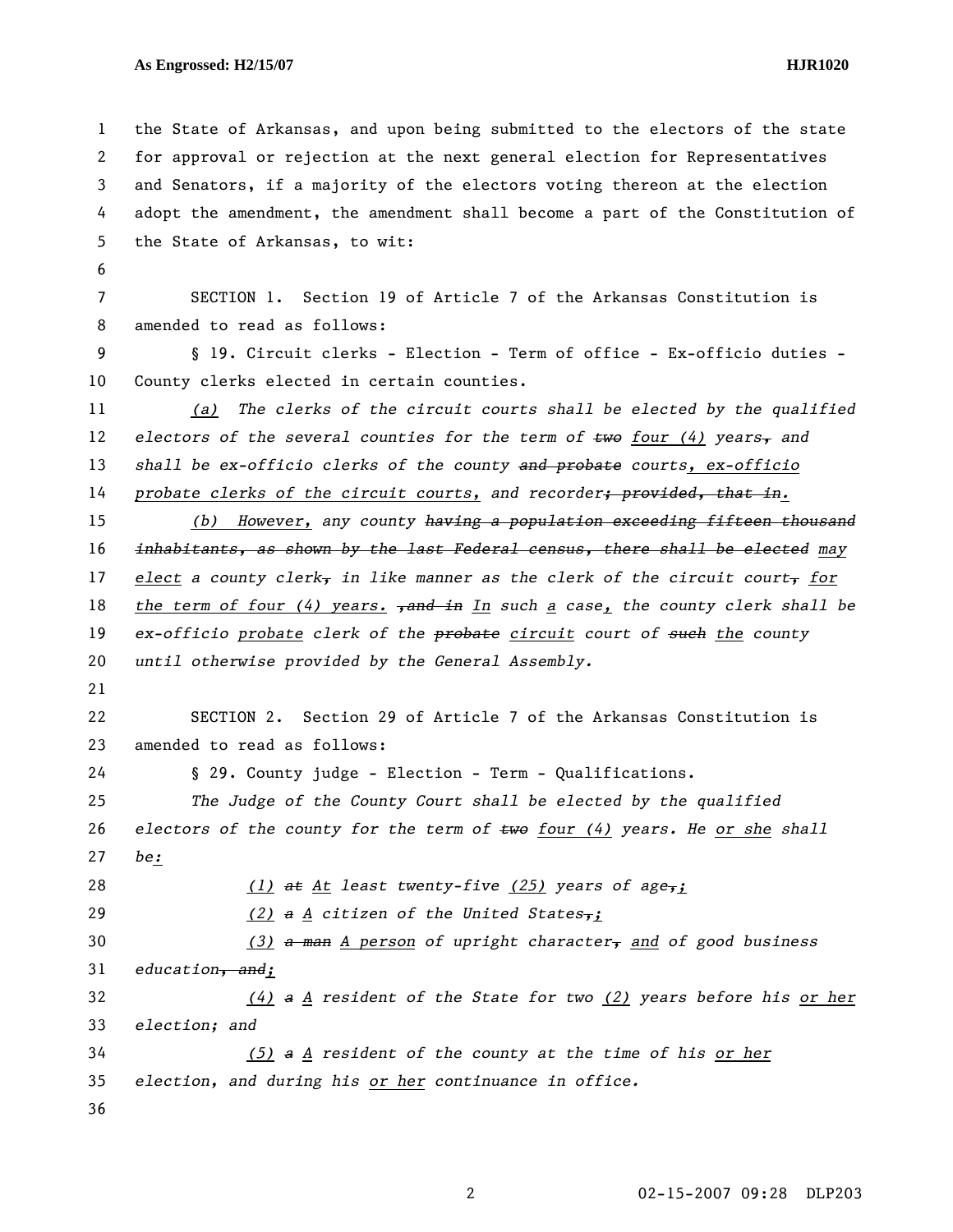the State of Arkansas, and upon being submitted to the electors of the state for approval or rejection at the next general election for Representatives and Senators, if a majority of the electors voting thereon at the election adopt the amendment, the amendment shall become a part of the Constitution of the State of Arkansas, to wit:

SECTION 1. Section 19 of Article 7 of the Arkansas Constitution is amended to read as follows:

§ 19. Circuit clerks - Election - Term of office - Ex-officio duties - County clerks elected in certain counties.

*(a) The clerks of the circuit courts shall be elected by the qualified electors of the several counties for the term of ~~two~~ four (4) years~~,~~ and shall be ex-officio clerks of the county ~~and probate~~ courts, ex-officio probate clerks of the circuit courts, and recorder~~; provided, that in~~.*

*(b) However, any county ~~having a population exceeding fifteen thousand inhabitants, as shown by the last Federal census, there shall be elected~~ may elect a county clerk~~,~~ in like manner as the clerk of the circuit court~~,~~ for the term of four (4) years. ~~,and in~~ In such a case, the county clerk shall be ex-officio probate clerk of the ~~probate~~ circuit court of ~~such~~ the county until otherwise provided by the General Assembly.*

SECTION 2. Section 29 of Article 7 of the Arkansas Constitution is amended to read as follows:

§ 29. County judge - Election - Term - Qualifications.

*The Judge of the County Court shall be elected by the qualified electors of the county for the term of ~~two~~ four (4) years. He or she shall be:*

*(1) ~~at~~ At least twenty-five (25) years of age~~,~~;*

*(2) ~~a~~ A citizen of the United States~~,~~;*

*(3) ~~a man~~ A person of upright character~~,~~ and of good business education~~, and~~;*

*(4) ~~a~~ A resident of the State for two (2) years before his or her election; and*

*(5) ~~a~~ A resident of the county at the time of his or her election, and during his or her continuance in office.*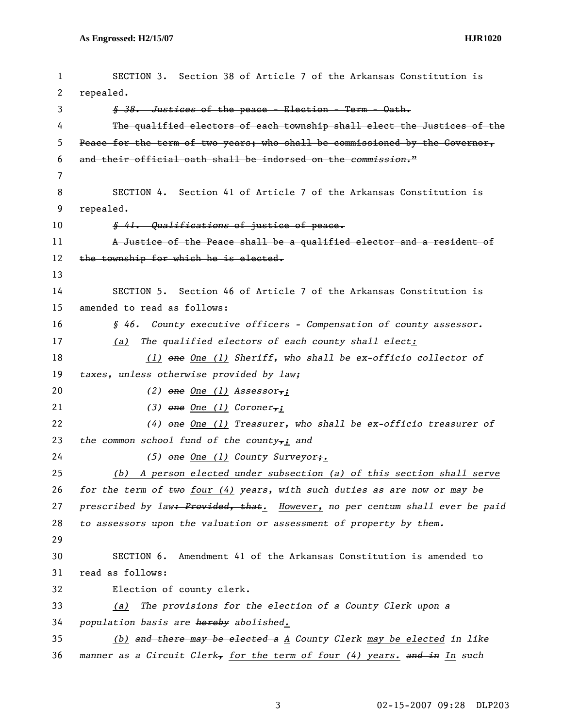SECTION 3. Section 38 of Article 7 of the Arkansas Constitution is repealed.

~~*§ 38. Justices* of the peace - Election - Term - Oath.~~

~~The qualified electors of each township shall elect the Justices of the Peace for the term of two years; who shall be commissioned by the Governor, and their official oath shall be indorsed on the *commission*."~~

SECTION 4. Section 41 of Article 7 of the Arkansas Constitution is repealed.

~~*§ 41. Qualifications* of justice of peace.~~

~~A Justice of the Peace shall be a qualified elector and a resident of the township for which he is elected.~~

SECTION 5. Section 46 of Article 7 of the Arkansas Constitution is amended to read as follows:

*§ 46. County executive officers - Compensation of county assessor.*

*<u>(a)</u> The qualified electors of each county shall elect<u>:</u>*

*<u>(1)</u> ~~one~~ <u>One (1)</u> Sheriff, who shall be ex-officio collector of taxes, unless otherwise provided by law;*

*(2) ~~one~~ <u>One (1)</u> Assessor~~,~~<u>;</u>*

*(3) ~~one~~ <u>One (1)</u> Coroner~~,~~<u>;</u>*

*(4) ~~one~~ <u>One (1)</u> Treasurer, who shall be ex-officio treasurer of the common school fund of the county~~,~~<u>;</u> and*

*(5) ~~one~~ <u>One (1)</u> County Surveyor~~;~~<u>.</u>*

*<u>(b) A person elected under subsection (a) of this section shall serve</u> for the term of ~~two~~ <u>four (4)</u> years, with such duties as are now or may be prescribed by law~~: Provided, that~~<u>.</u> <u>However,</u> no per centum shall ever be paid to assessors upon the valuation or assessment of property by them.*

SECTION 6. Amendment 41 of the Arkansas Constitution is amended to read as follows:

Election of county clerk.

*<u>(a)</u> The provisions for the election of a County Clerk upon a population basis are ~~hereby~~ abolished<u>.</u>*

*<u>(b)</u> ~~and there may be elected a~~ <u>A</u> County Clerk <u>may be elected</u> in like manner as a Circuit Clerk~~,~~ <u>for the term of four (4) years.</u> ~~and in~~ <u>In</u> such*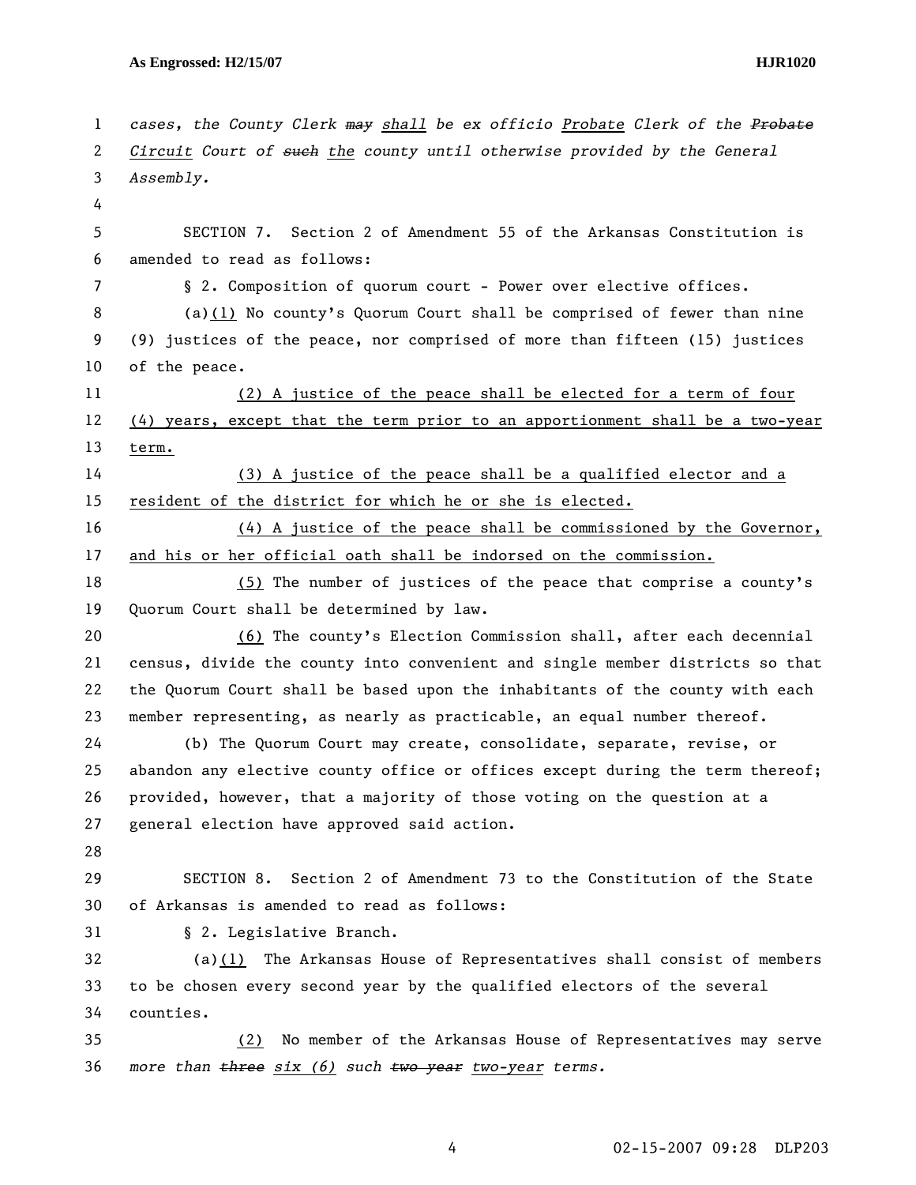*cases, the County Clerk ~~may~~ shall be ex officio Probate Clerk of the ~~Probate~~ Circuit Court of ~~such~~ the county until otherwise provided by the General Assembly.*

SECTION 7. Section 2 of Amendment 55 of the Arkansas Constitution is amended to read as follows:

§ 2. Composition of quorum court - Power over elective offices.

(a)(1) No county's Quorum Court shall be comprised of fewer than nine (9) justices of the peace, nor comprised of more than fifteen (15) justices of the peace.

(2) A justice of the peace shall be elected for a term of four (4) years, except that the term prior to an apportionment shall be a two-year term.

(3) A justice of the peace shall be a qualified elector and a resident of the district for which he or she is elected.

(4) A justice of the peace shall be commissioned by the Governor, and his or her official oath shall be indorsed on the commission.

(5) The number of justices of the peace that comprise a county's Quorum Court shall be determined by law.

(6) The county's Election Commission shall, after each decennial census, divide the county into convenient and single member districts so that the Quorum Court shall be based upon the inhabitants of the county with each member representing, as nearly as practicable, an equal number thereof.

(b) The Quorum Court may create, consolidate, separate, revise, or abandon any elective county office or offices except during the term thereof; provided, however, that a majority of those voting on the question at a general election have approved said action.

SECTION 8. Section 2 of Amendment 73 to the Constitution of the State of Arkansas is amended to read as follows:

§ 2. Legislative Branch.

(a)(1) The Arkansas House of Representatives shall consist of members to be chosen every second year by the qualified electors of the several counties.

(2) No member of the Arkansas House of Representatives may serve *more than ~~three~~ six (6) such ~~two year~~ two-year terms.*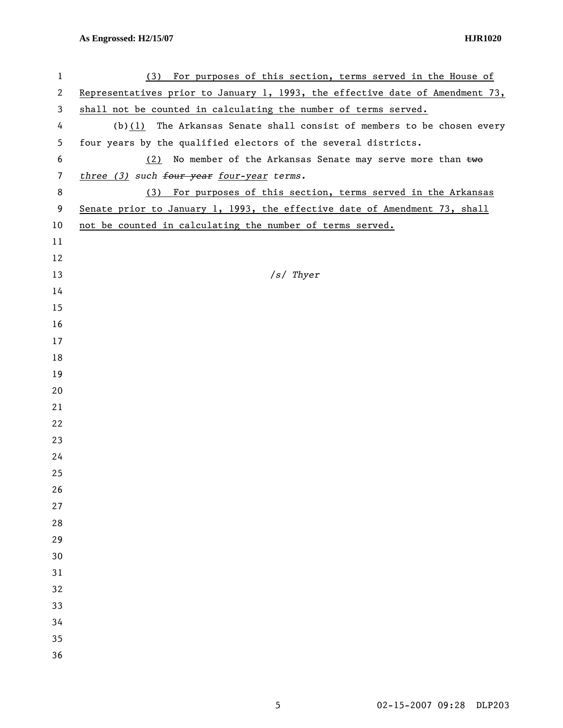(3) For purposes of this section, terms served in the House of Representatives prior to January 1, 1993, the effective date of Amendment 73, shall not be counted in calculating the number of terms served.

(b)(1) The Arkansas Senate shall consist of members to be chosen every four years by the qualified electors of the several districts.

(2) No member of the Arkansas Senate may serve more than ~~two~~ *three (3) such* ~~*four year*~~ *four-year terms.*

(3) For purposes of this section, terms served in the Arkansas Senate prior to January 1, 1993, the effective date of Amendment 73, shall not be counted in calculating the number of terms served.

*/s/ Thyer*